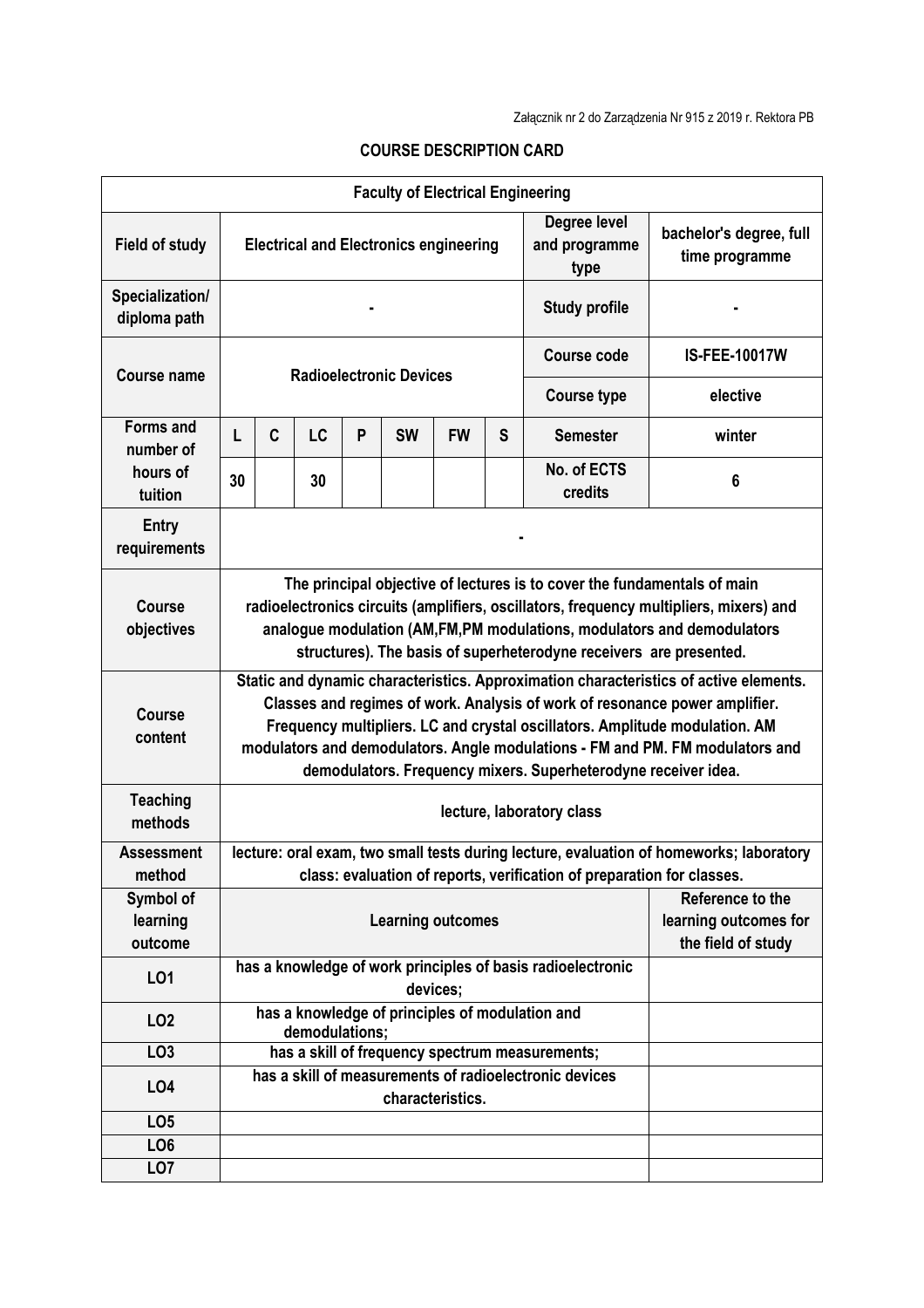Załącznik nr 2 do Zarządzenia Nr 915 z 2019 r. Rektora PB

## COURSE DESCRIPTION CARD

| Faculty of Electrical Engineering | | | | | | | | | |
|---|---|---|---|---|---|---|---|---|---|
| **Field of study** | Electrical and Electronics engineering | | | | | | | **Degree level and programme type** | bachelor's degree, full time programme |
| **Specialization/ diploma path** | - | | | | | | | **Study profile** | - |
| **Course name** | Radioelectronic Devices | | | | | | | **Course code** | IS-FEE-10017W |
| | | | | | | | | **Course type** | elective |
| **Forms and number of hours of tuition** | L | C | LC | P | SW | FW | S | **Semester** | winter |
| | 30 | | 30 | | | | | **No. of ECTS credits** | 6 |
| **Entry requirements** | - | | | | | | | | |
| **Course objectives** | The principal objective of lectures is to cover the fundamentals of main radioelectronics circuits (amplifiers, oscillators, frequency multipliers, mixers) and analogue modulation (AM,FM,PM modulations, modulators and demodulators structures). The basis of superheterodyne receivers are presented. | | | | | | | | |
| **Course content** | Static and dynamic characteristics. Approximation characteristics of active elements. Classes and regimes of work. Analysis of work of resonance power amplifier. Frequency multipliers. LC and crystal oscillators. Amplitude modulation. AM modulators and demodulators. Angle modulations - FM and PM. FM modulators and demodulators. Frequency mixers. Superheterodyne receiver idea. | | | | | | | | |
| **Teaching methods** | lecture, laboratory class | | | | | | | | |
| **Assessment method** | lecture: oral exam, two small tests during lecture, evaluation of homeworks; laboratory class: evaluation of reports, verification of preparation for classes. | | | | | | | | |
| **Symbol of learning outcome** | Learning outcomes | | | | | | | | **Reference to the learning outcomes for the field of study** |
| **LO1** | has a knowledge of work principles of basis radioelectronic devices; | | | | | | | | |
| **LO2** | has a knowledge of principles of modulation and demodulations; | | | | | | | | |
| **LO3** | has a skill of frequency spectrum measurements; | | | | | | | | |
| **LO4** | has a skill of measurements of radioelectronic devices characteristics. | | | | | | | | |
| **LO5** | | | | | | | | | |
| **LO6** | | | | | | | | | |
| **LO7** | | | | | | | | | |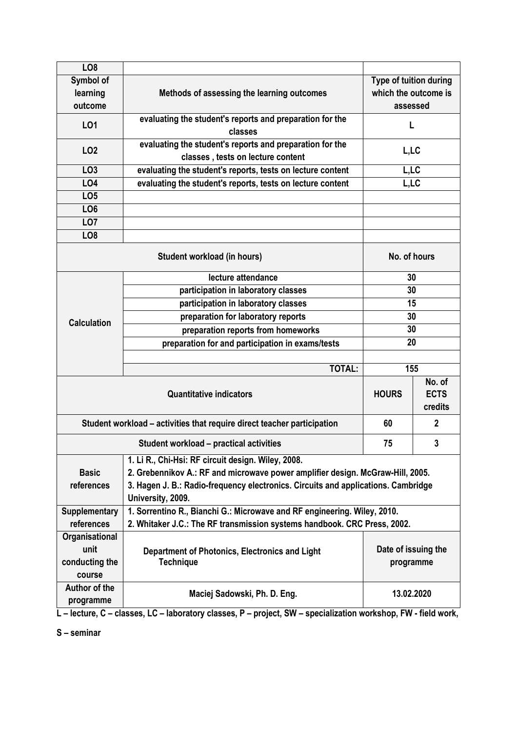| | | |
|---|---|---|
| LO8 | | |

| Symbol of learning outcome | Methods of assessing the learning outcomes | Type of tuition during which the outcome is assessed |
|---|---|---|
| LO1 | evaluating the student's reports and preparation for the classes | L |
| LO2 | evaluating the student's reports and preparation for the classes , tests on lecture content | L,LC |
| LO3 | evaluating the student's reports, tests on lecture content | L,LC |
| LO4 | evaluating the student's reports, tests on lecture content | L,LC |
| LO5 | | |
| LO6 | | |
| LO7 | | |
| LO8 | | |

| Student workload (in hours) | | No. of hours |
|---|---|---|
| Calculation | lecture attendance | 30 |
| | participation in laboratory classes | 30 |
| | participation in laboratory classes | 15 |
| | preparation for laboratory reports | 30 |
| | preparation reports from homeworks | 30 |
| | preparation for and participation in exams/tests | 20 |
| | | |
| | TOTAL: | 155 |

| Quantitative indicators | HOURS | No. of ECTS credits |
|---|---|---|
| Student workload – activities that require direct teacher participation | 60 | 2 |
| Student workload – practical activities | 75 | 3 |

| | |
|---|---|
| Basic references | 1. Li R., Chi-Hsi: RF circuit design. Wiley, 2008.<br>2. Grebennikov A.: RF and microwave power amplifier design. McGraw-Hill, 2005.<br>3. Hagen J. B.: Radio-frequency electronics. Circuits and applications. Cambridge University, 2009. |
| Supplementary references | 1. Sorrentino R., Bianchi G.: Microwave and RF engineering. Wiley, 2010.<br>2. Whitaker J.C.: The RF transmission systems handbook. CRC Press, 2002. |

| | | |
|---|---|---|
| Organisational unit conducting the course | Department of Photonics, Electronics and Light Technique | Date of issuing the programme |
| Author of the programme | Maciej Sadowski, Ph. D. Eng. | 13.02.2020 |

**L – lecture, C – classes, LC – laboratory classes, P – project, SW – specialization workshop, FW - field work, S – seminar**